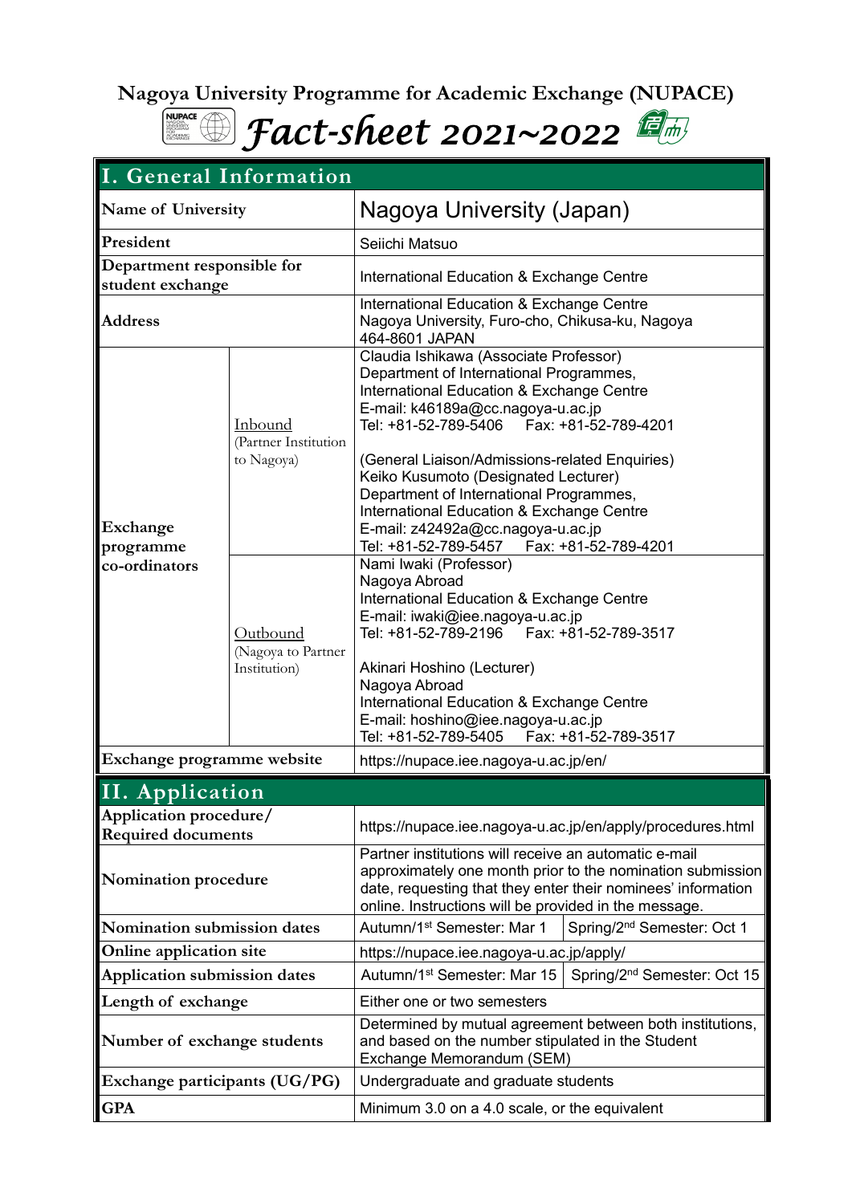# Nagoya University Programme for Academic Exchange (NUPACE)

## *Fact-sheet 2021~2022*

| I. General Information | | | |
|---|---|---|---|
| Name of University | | Nagoya University (Japan) | |
| President | | Seiichi Matsuo | |
| Department responsible for student exchange | | International Education & Exchange Centre | |
| Address | | International Education & Exchange Centre<br>Nagoya University, Furo-cho, Chikusa-ku, Nagoya<br>464-8601 JAPAN | |
| Exchange programme co-ordinators | Inbound<br>(Partner Institution to Nagoya) | Claudia Ishikawa (Associate Professor)<br>Department of International Programmes,<br>International Education & Exchange Centre<br>E-mail: k46189a@cc.nagoya-u.ac.jp<br>Tel: +81-52-789-5406 Fax: +81-52-789-4201<br><br>(General Liaison/Admissions-related Enquiries)<br>Keiko Kusumoto (Designated Lecturer)<br>Department of International Programmes,<br>International Education & Exchange Centre<br>E-mail: z42492a@cc.nagoya-u.ac.jp<br>Tel: +81-52-789-5457 Fax: +81-52-789-4201 | |
| | Outbound<br>(Nagoya to Partner Institution) | Nami Iwaki (Professor)<br>Nagoya Abroad<br>International Education & Exchange Centre<br>E-mail: iwaki@iee.nagoya-u.ac.jp<br>Tel: +81-52-789-2196 Fax: +81-52-789-3517<br><br>Akinari Hoshino (Lecturer)<br>Nagoya Abroad<br>International Education & Exchange Centre<br>E-mail: hoshino@iee.nagoya-u.ac.jp<br>Tel: +81-52-789-5405 Fax: +81-52-789-3517 | |
| Exchange programme website | | https://nupace.iee.nagoya-u.ac.jp/en/ | |
| **II. Application** | | | |
| Application procedure/ Required documents | | https://nupace.iee.nagoya-u.ac.jp/en/apply/procedures.html | |
| Nomination procedure | | Partner institutions will receive an automatic e-mail approximately one month prior to the nomination submission date, requesting that they enter their nominees' information online. Instructions will be provided in the message. | |
| Nomination submission dates | | Autumn/1st Semester: Mar 1 | Spring/2nd Semester: Oct 1 |
| Online application site | | https://nupace.iee.nagoya-u.ac.jp/apply/ | |
| Application submission dates | | Autumn/1st Semester: Mar 15 | Spring/2nd Semester: Oct 15 |
| Length of exchange | | Either one or two semesters | |
| Number of exchange students | | Determined by mutual agreement between both institutions, and based on the number stipulated in the Student Exchange Memorandum (SEM) | |
| Exchange participants (UG/PG) | | Undergraduate and graduate students | |
| GPA | | Minimum 3.0 on a 4.0 scale, or the equivalent | |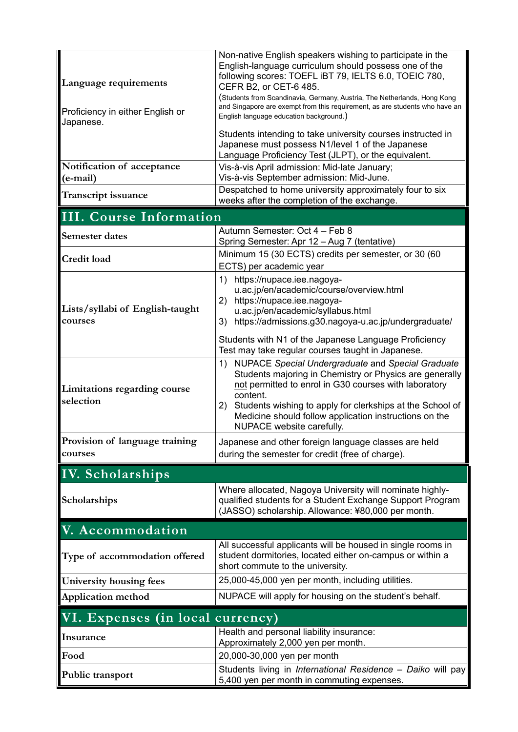| | |
|---|---|
| **Language requirements**<br><br>Proficiency in either English or Japanese. | Non-native English speakers wishing to participate in the English-language curriculum should possess one of the following scores: TOEFL iBT 79, IELTS 6.0, TOEIC 780, CEFR B2, or CET-6 485.<br>(Students from Scandinavia, Germany, Austria, The Netherlands, Hong Kong and Singapore are exempt from this requirement, as are students who have an English language education background.)<br><br>Students intending to take university courses instructed in Japanese must possess N1/level 1 of the Japanese Language Proficiency Test (JLPT), or the equivalent. |
| **Notification of acceptance (e-mail)** | Vis-à-vis April admission: Mid-late January;<br>Vis-à-vis September admission: Mid-June. |
| **Transcript issuance** | Despatched to home university approximately four to six weeks after the completion of the exchange. |

## III. Course Information

| | |
|---|---|
| **Semester dates** | Autumn Semester: Oct 4 – Feb 8<br>Spring Semester: Apr 12 – Aug 7 (tentative) |
| **Credit load** | Minimum 15 (30 ECTS) credits per semester, or 30 (60 ECTS) per academic year |
| **Lists/syllabi of English-taught courses** | 1) https://nupace.iee.nagoya-u.ac.jp/en/academic/course/overview.html<br>2) https://nupace.iee.nagoya-u.ac.jp/en/academic/syllabus.html<br>3) https://admissions.g30.nagoya-u.ac.jp/undergraduate/<br><br>Students with N1 of the Japanese Language Proficiency Test may take regular courses taught in Japanese. |
| **Limitations regarding course selection** | 1) NUPACE *Special Undergraduate* and *Special Graduate* Students majoring in Chemistry or Physics are generally not permitted to enrol in G30 courses with laboratory content.<br>2) Students wishing to apply for clerkships at the School of Medicine should follow application instructions on the NUPACE website carefully. |
| **Provision of language training courses** | Japanese and other foreign language classes are held during the semester for credit (free of charge). |

## IV. Scholarships

| | |
|---|---|
| **Scholarships** | Where allocated, Nagoya University will nominate highly-qualified students for a Student Exchange Support Program (JASSO) scholarship. Allowance: ¥80,000 per month. |

## V. Accommodation

| | |
|---|---|
| **Type of accommodation offered** | All successful applicants will be housed in single rooms in student dormitories, located either on-campus or within a short commute to the university. |
| **University housing fees** | 25,000-45,000 yen per month, including utilities. |
| **Application method** | NUPACE will apply for housing on the student's behalf. |

## VI. Expenses (in local currency)

| | |
|---|---|
| **Insurance** | Health and personal liability insurance:<br>Approximately 2,000 yen per month. |
| **Food** | 20,000-30,000 yen per month |
| **Public transport** | Students living in *International Residence – Daiko* will pay 5,400 yen per month in commuting expenses. |